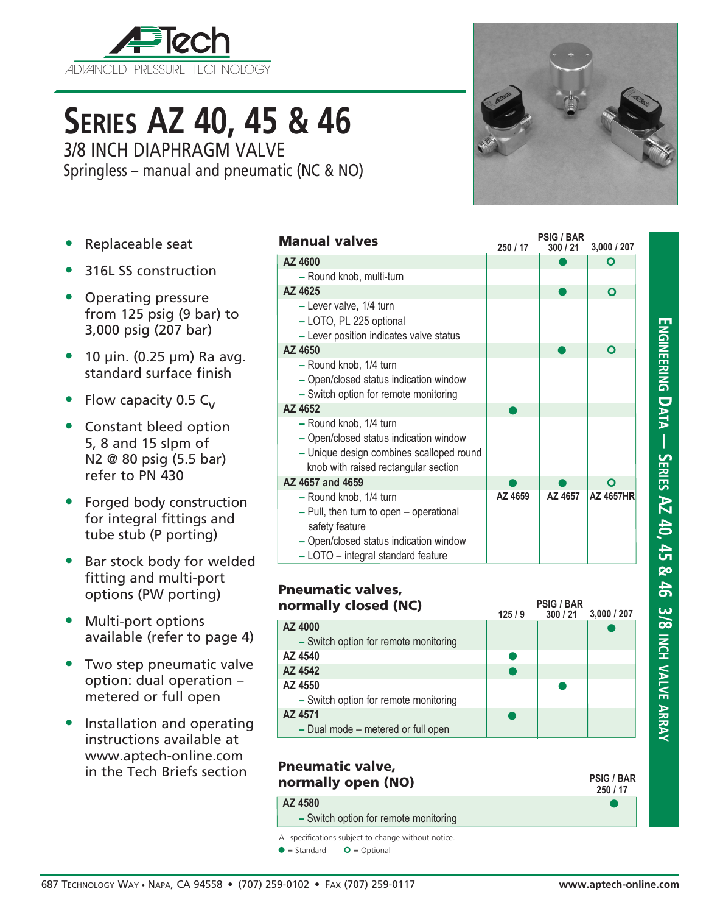# SERIES AZ 40, 45 & 46

## 3/8 INCH DIAPHRAGM VALVE

Springless – manual and pneumatic (NC & NO)

- Replaceable seat
- 316L SS construction
- Operating pressure from 125 psig (9 bar) to 3,000 psig (207 bar)
- 10 µin. (0.25 µm) Ra avg. standard surface finish
- Flow capacity 0.5 $C_V$
- Constant bleed option 5, 8 and 15 slpm of N2 @ 80 psig (5.5 bar) refer to PN 430
- Forged body construction for integral fittings and tube stub (P porting)
- Bar stock body for welded fitting and multi-port options (PW porting)
- Multi-port options available (refer to page 4)
- Two step pneumatic valve option: dual operation – metered or full open
- Installation and operating instructions available at www.aptech-online.com in the Tech Briefs section

### Manual valves

| Manual valves | PSIG / BAR 250 / 17 | 300 / 21 | 3,000 / 207 |
|---|---|---|---|
| **AZ 4600** | | ● | ○ |
| – Round knob, multi-turn | | | |
| **AZ 4625** | | ● | ○ |
| – Lever valve, 1/4 turn<br>– LOTO, PL 225 optional<br>– Lever position indicates valve status | | | |
| **AZ 4650** | | ● | ○ |
| – Round knob, 1/4 turn<br>– Open/closed status indication window<br>– Switch option for remote monitoring | | | |
| **AZ 4652** | ● | | |
| – Round knob, 1/4 turn<br>– Open/closed status indication window<br>– Unique design combines scalloped round knob with raised rectangular section | | | |
| **AZ 4657 and 4659** | ● | ● | ○ |
| – Round knob, 1/4 turn<br>– Pull, then turn to open – operational safety feature<br>– Open/closed status indication window<br>– LOTO – integral standard feature | AZ 4659 | AZ 4657 | AZ 4657HR |

### Pneumatic valves, normally closed (NC)

| Pneumatic valves, normally closed (NC) | PSIG / BAR 125 / 9 | 300 / 21 | 3,000 / 207 |
|---|---|---|---|
| **AZ 4000** | | | ● |
| – Switch option for remote monitoring | | | |
| **AZ 4540** | ● | | |
| **AZ 4542** | ● | | |
| **AZ 4550** | | ● | |
| – Switch option for remote monitoring | | | |
| **AZ 4571** | ● | | |
| – Dual mode – metered or full open | | | |

### Pneumatic valve, normally open (NO)

| Pneumatic valve, normally open (NO) | PSIG / BAR 250 / 17 |
|---|---|
| **AZ 4580** | ● |
| – Switch option for remote monitoring | |

All specifications subject to change without notice.

● = Standard ○ = Optional

ENGINEERING DATA — SERIES AZ 40, 45 & 46 3/8 INCH VALVE ARRAY

687 Technology Way • Napa, CA 94558 • (707) 259-0102 • Fax (707) 259-0117 www.aptech-online.com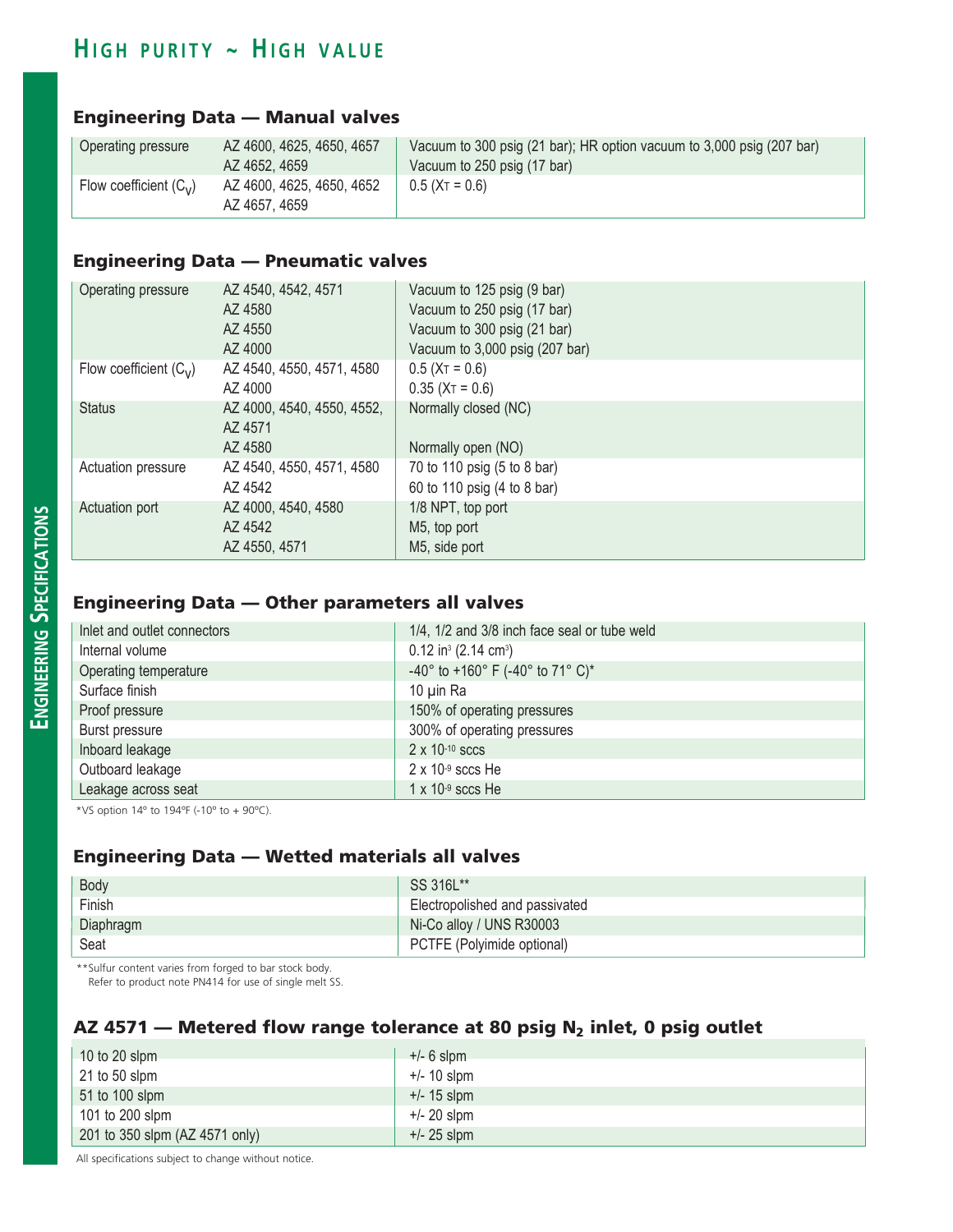# High purity ~ High value

## Engineering Data — Manual valves

| | | |
|---|---|---|
| Operating pressure | AZ 4600, 4625, 4650, 4657 | Vacuum to 300 psig (21 bar); HR option vacuum to 3,000 psig (207 bar) |
| | AZ 4652, 4659 | Vacuum to 250 psig (17 bar) |
| Flow coefficient ($C_V$) | AZ 4600, 4625, 4650, 4652 | 0.5 ($X_T$ = 0.6) |
| | AZ 4657, 4659 | |

## Engineering Data — Pneumatic valves

| | | |
|---|---|---|
| Operating pressure | AZ 4540, 4542, 4571 | Vacuum to 125 psig (9 bar) |
| | AZ 4580 | Vacuum to 250 psig (17 bar) |
| | AZ 4550 | Vacuum to 300 psig (21 bar) |
| | AZ 4000 | Vacuum to 3,000 psig (207 bar) |
| Flow coefficient ($C_V$) | AZ 4540, 4550, 4571, 4580 | 0.5 ($X_T$ = 0.6) |
| | AZ 4000 | 0.35 ($X_T$ = 0.6) |
| Status | AZ 4000, 4540, 4550, 4552, AZ 4571 | Normally closed (NC) |
| | AZ 4580 | Normally open (NO) |
| Actuation pressure | AZ 4540, 4550, 4571, 4580 | 70 to 110 psig (5 to 8 bar) |
| | AZ 4542 | 60 to 110 psig (4 to 8 bar) |
| Actuation port | AZ 4000, 4540, 4580 | 1/8 NPT, top port |
| | AZ 4542 | M5, top port |
| | AZ 4550, 4571 | M5, side port |

## Engineering Data — Other parameters all valves

| | |
|---|---|
| Inlet and outlet connectors | 1/4, 1/2 and 3/8 inch face seal or tube weld |
| Internal volume | 0.12 in$^3$ (2.14 cm$^3$) |
| Operating temperature | -40° to +160° F (-40° to 71° C)* |
| Surface finish | 10 µin Ra |
| Proof pressure | 150% of operating pressures |
| Burst pressure | 300% of operating pressures |
| Inboard leakage | 2 x $10^{-10}$ sccs |
| Outboard leakage | 2 x $10^{-9}$ sccs He |
| Leakage across seat | 1 x $10^{-9}$ sccs He |

*VS option 14º to 194ºF (-10º to + 90ºC).

## Engineering Data — Wetted materials all valves

| | |
|---|---|
| Body | SS 316L** |
| Finish | Electropolished and passivated |
| Diaphragm | Ni-Co alloy / UNS R30003 |
| Seat | PCTFE (Polyimide optional) |

**Sulfur content varies from forged to bar stock body.
Refer to product note PN414 for use of single melt SS.

## AZ 4571 — Metered flow range tolerance at 80 psig $N_2$ inlet, 0 psig outlet

| | |
|---|---|
| 10 to 20 slpm | +/- 6 slpm |
| 21 to 50 slpm | +/- 10 slpm |
| 51 to 100 slpm | +/- 15 slpm |
| 101 to 200 slpm | +/- 20 slpm |
| 201 to 350 slpm (AZ 4571 only) | +/- 25 slpm |

All specifications subject to change without notice.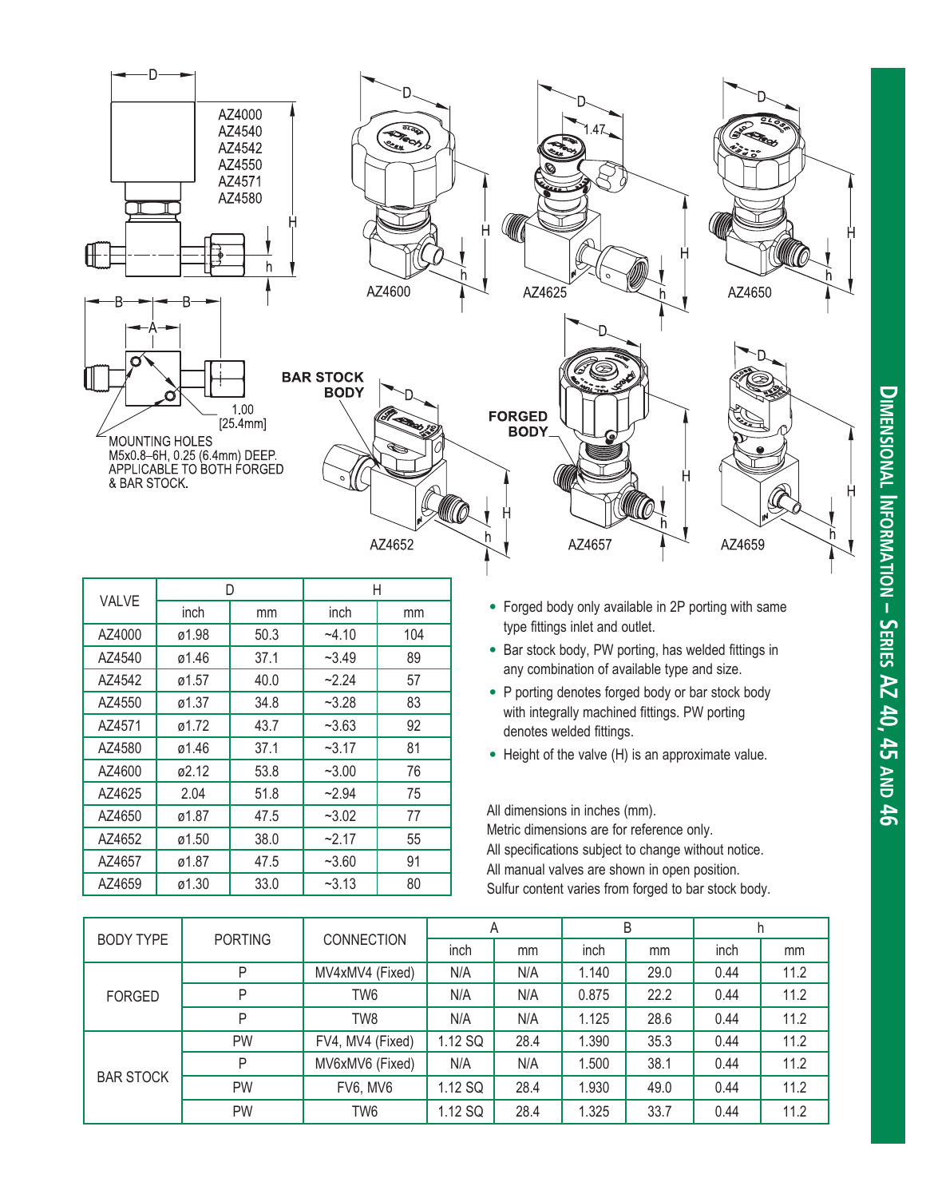## Dimensional Information – Series AZ 40, 45 and 46

AZ4000
AZ4540
AZ4542
AZ4550
AZ4571
AZ4580

1.00
[25.4mm]

MOUNTING HOLES
M5x0.8–6H, 0.25 (6.4mm) DEEP.
APPLICABLE TO BOTH FORGED & BAR STOCK.

AZ4600 AZ4625 AZ4650

BAR STOCK BODY

AZ4652

FORGED BODY

AZ4657 AZ4659

| VALVE | D | | H | |
|---|---|---|---|---|
| | inch | mm | inch | mm |
| AZ4000 | ø1.98 | 50.3 | ~4.10 | 104 |
| AZ4540 | ø1.46 | 37.1 | ~3.49 | 89 |
| AZ4542 | ø1.57 | 40.0 | ~2.24 | 57 |
| AZ4550 | ø1.37 | 34.8 | ~3.28 | 83 |
| AZ4571 | ø1.72 | 43.7 | ~3.63 | 92 |
| AZ4580 | ø1.46 | 37.1 | ~3.17 | 81 |
| AZ4600 | ø2.12 | 53.8 | ~3.00 | 76 |
| AZ4625 | 2.04 | 51.8 | ~2.94 | 75 |
| AZ4650 | ø1.87 | 47.5 | ~3.02 | 77 |
| AZ4652 | ø1.50 | 38.0 | ~2.17 | 55 |
| AZ4657 | ø1.87 | 47.5 | ~3.60 | 91 |
| AZ4659 | ø1.30 | 33.0 | ~3.13 | 80 |

- Forged body only available in 2P porting with same type fittings inlet and outlet.
- Bar stock body, PW porting, has welded fittings in any combination of available type and size.
- P porting denotes forged body or bar stock body with integrally machined fittings. PW porting denotes welded fittings.
- Height of the valve (H) is an approximate value.

All dimensions in inches (mm).
Metric dimensions are for reference only.
All specifications subject to change without notice.
All manual valves are shown in open position.
Sulfur content varies from forged to bar stock body.

| BODY TYPE | PORTING | CONNECTION | A | | B | | h | |
|---|---|---|---|---|---|---|---|---|
| | | | inch | mm | inch | mm | inch | mm |
| FORGED | P | MV4xMV4 (Fixed) | N/A | N/A | 1.140 | 29.0 | 0.44 | 11.2 |
| | P | TW6 | N/A | N/A | 0.875 | 22.2 | 0.44 | 11.2 |
| | P | TW8 | N/A | N/A | 1.125 | 28.6 | 0.44 | 11.2 |
| BAR STOCK | PW | FV4, MV4 (Fixed) | 1.12 SQ | 28.4 | 1.390 | 35.3 | 0.44 | 11.2 |
| | P | MV6xMV6 (Fixed) | N/A | N/A | 1.500 | 38.1 | 0.44 | 11.2 |
| | PW | FV6, MV6 | 1.12 SQ | 28.4 | 1.930 | 49.0 | 0.44 | 11.2 |
| | PW | TW6 | 1.12 SQ | 28.4 | 1.325 | 33.7 | 0.44 | 11.2 |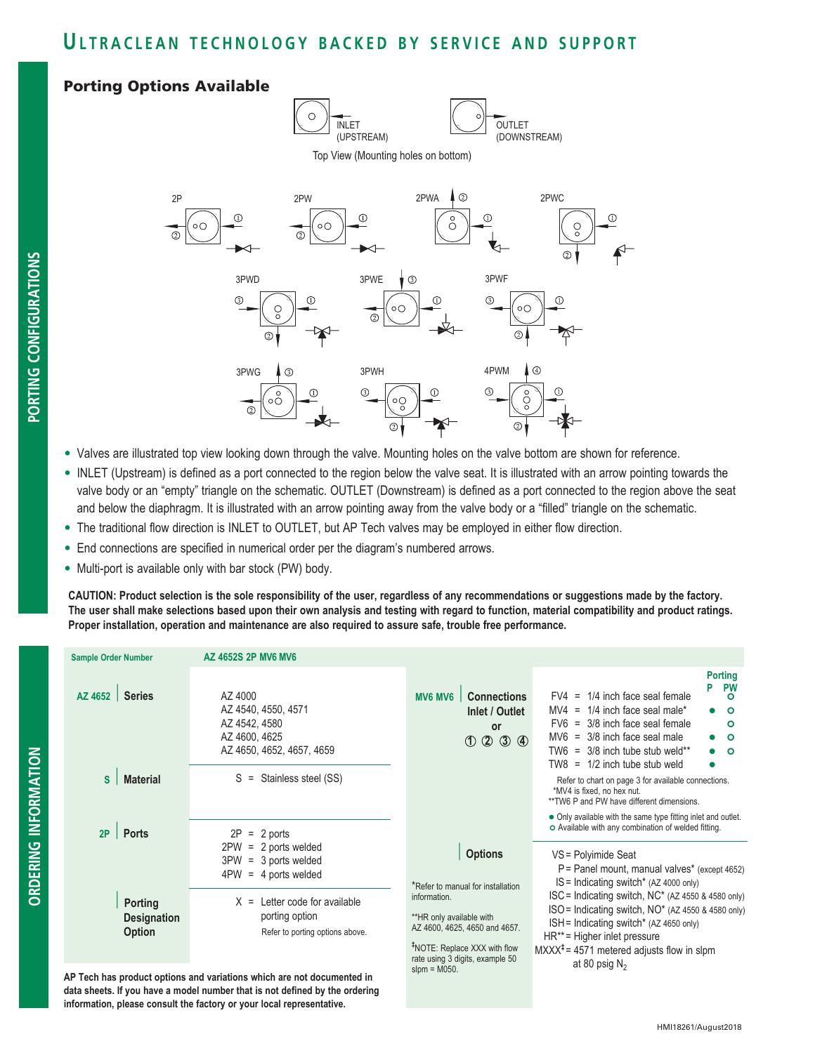# ULTRACLEAN TECHNOLOGY BACKED BY SERVICE AND SUPPORT

PORTING CONFIGURATIONS

## Porting Options Available

INLET (UPSTREAM)

OUTLET (DOWNSTREAM)

Top View (Mounting holes on bottom)

2P

2PW

2PWA

2PWC

3PWD

3PWE

3PWF

3PWG

3PWH

4PWM

- Valves are illustrated top view looking down through the valve. Mounting holes on the valve bottom are shown for reference.
- INLET (Upstream) is defined as a port connected to the region below the valve seat. It is illustrated with an arrow pointing towards the valve body or an “empty” triangle on the schematic. OUTLET (Downstream) is defined as a port connected to the region above the seat and below the diaphragm. It is illustrated with an arrow pointing away from the valve body or a “filled” triangle on the schematic.
- The traditional flow direction is INLET to OUTLET, but AP Tech valves may be employed in either flow direction.
- End connections are specified in numerical order per the diagram’s numbered arrows.
- Multi-port is available only with bar stock (PW) body.

**CAUTION: Product selection is the sole responsibility of the user, regardless of any recommendations or suggestions made by the factory. The user shall make selections based upon their own analysis and testing with regard to function, material compatibility and product ratings. Proper installation, operation and maintenance are also required to assure safe, trouble free performance.**

## ORDERING INFORMATION

**Sample Order Number** **AZ 4652S 2P MV6 MV6**

**AZ 4652 | Series**

- AZ 4000
- AZ 4540, 4550, 4571
- AZ 4542, 4580
- AZ 4600, 4625
- AZ 4650, 4652, 4657, 4659

**S | Material**

- S = Stainless steel (SS)

**2P | Ports**

- 2P = 2 ports
- 2PW = 2 ports welded
- 3PW = 3 ports welded
- 4PW = 4 ports welded

**| Porting Designation Option**

- X = Letter code for available porting option

Refer to porting options above.

**MV6 MV6 | Connections Inlet / Outlet or ① ② ③ ④**

| | | Porting P | Porting PW |
|---|---|---|---|
| FV4 = | 1/4 inch face seal female | | ○ |
| MV4 = | 1/4 inch face seal male* | ● | ○ |
| FV6 = | 3/8 inch face seal female | | ○ |
| MV6 = | 3/8 inch face seal male | ● | ○ |
| TW6 = | 3/8 inch tube stub weld** | ● | ○ |
| TW8 = | 1/2 inch tube stub weld | ● | |

Refer to chart on page 3 for available connections.
*MV4 is fixed, no hex nut.
**TW6 P and PW have different dimensions.

● Only available with the same type fitting inlet and outlet.
○ Available with any combination of welded fitting.

**| Options**

- VS = Polyimide Seat
- P = Panel mount, manual valves* (except 4652)
- IS = Indicating switch* (AZ 4000 only)
- ISC = Indicating switch, NC* (AZ 4550 & 4580 only)
- ISO = Indicating switch, NO* (AZ 4550 & 4580 only)
- ISH = Indicating switch* (AZ 4650 only)
- HR** = Higher inlet pressure
- MXXX‡ = 4571 metered adjusts flow in slpm at 80 psig $N_2$

*Refer to manual for installation information.

**HR only available with AZ 4600, 4625, 4650 and 4657.

‡NOTE: Replace XXX with flow rate using 3 digits, example 50 slpm = M050.

**AP Tech has product options and variations which are not documented in data sheets. If you have a model number that is not defined by the ordering information, please consult the factory or your local representative.**

HMI18261/August2018